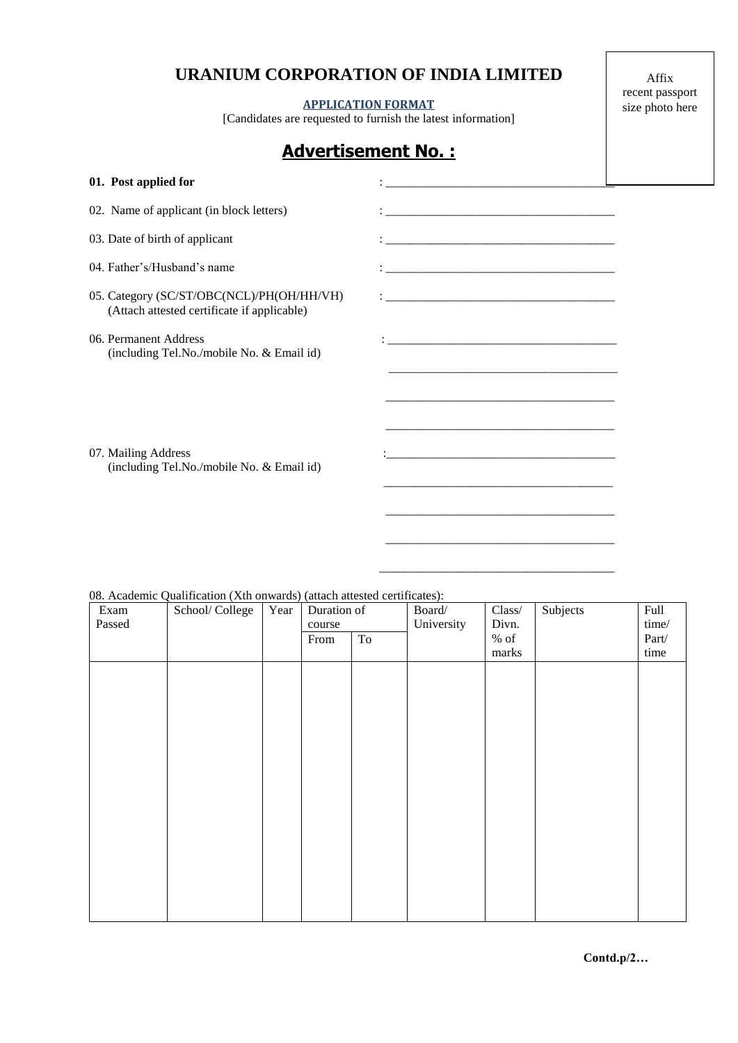# URANIUM CORPORATION OF INDIA LIMITED

Affix recent passport size photo here

**APPLICATION FORMAT**

[Candidates are requested to furnish the latest information]

## Advertisement No. :

**01. Post applied for** : ________________________________________

02. Name of applicant (in block letters) : ________________________________________

03. Date of birth of applicant : ________________________________________

04. Father's/Husband's name : ________________________________________

05. Category (SC/ST/OBC(NCL)/PH(OH/HH/VH) (Attach attested certificate if applicable) : ________________________________________

06. Permanent Address (including Tel.No./mobile No. & Email id) : ________________________________________

________________________________________

________________________________________

________________________________________

07. Mailing Address (including Tel.No./mobile No. & Email id) : ________________________________________

________________________________________

________________________________________

________________________________________

________________________________________

08. Academic Qualification (Xth onwards) (attach attested certificates):

| Exam Passed | School/ College | Year | Duration of course | | Board/ University | Class/ Divn. % of marks | Subjects | Full time/ Part/ time |
|---|---|---|---|---|---|---|---|---|
| | | | From | To | | | | |
| | | | | | | | | |

**Contd.p/2…**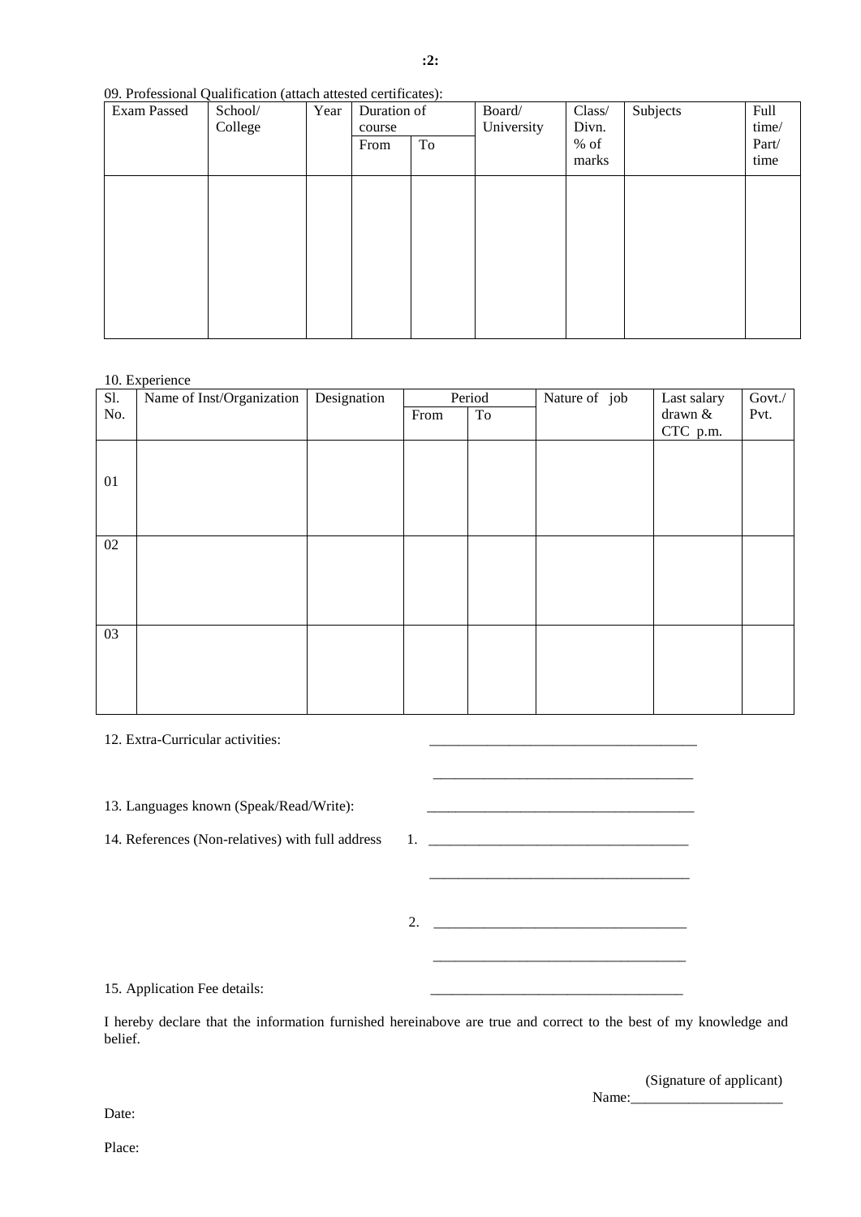09. Professional Qualification (attach attested certificates):

| Exam Passed | School/ College | Year | Duration of course | | Board/ University | Class/ Divn. % of marks | Subjects | Full time/ Part/ time |
|---|---|---|---|---|---|---|---|---|
| | | | From | To | | | | |
| | | | | | | | | |

10. Experience

| Sl. No. | Name of Inst/Organization | Designation | Period | | Nature of job | Last salary drawn & CTC p.m. | Govt./ Pvt. |
|---|---|---|---|---|---|---|---|
| | | | From | To | | | |
| 01 | | | | | | | |
| 02 | | | | | | | |
| 03 | | | | | | | |

12. Extra-Curricular activities: ____________________________________

____________________________________

13. Languages known (Speak/Read/Write): ____________________________________

14. References (Non-relatives) with full address 1. ____________________________________

____________________________________

2. ____________________________________

____________________________________

15. Application Fee details: ____________________________________

I hereby declare that the information furnished hereinabove are true and correct to the best of my knowledge and belief.

(Signature of applicant)

Name:_____________________

Date:

Place: